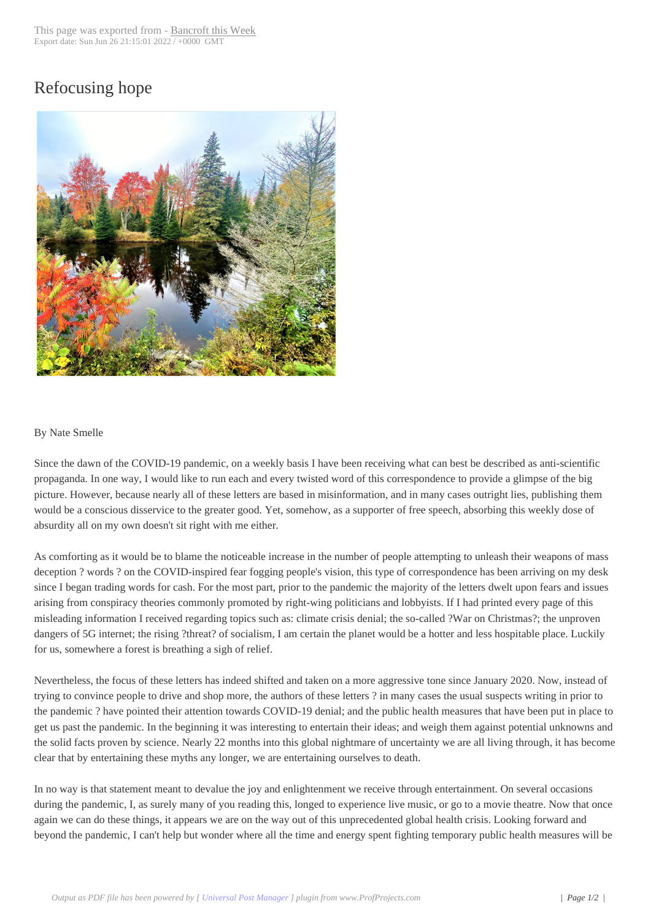# Refocusing hope

By Nate Smelle

Since the dawn of the COVID-19 pandemic, on a weekly basis I have been receiving what can best be described as anti-scientific propaganda. In one way, I would like to run each and every twisted word of this correspondence to provide a glimpse of the big picture. However, because nearly all of these letters are based in misinformation, and in many cases outright lies, publishing them would be a conscious disservice to the greater good. Yet, somehow, as a supporter of free speech, absorbing this weekly dose of absurdity all on my own doesn't sit right with me either.

As comforting as it would be to blame the noticeable increase in the number of people attempting to unleash their weapons of mass deception ? words ? on the COVID-inspired fear fogging people's vision, this type of correspondence has been arriving on my desk since I began trading words for cash. For the most part, prior to the pandemic the majority of the letters dwelt upon fears and issues arising from conspiracy theories commonly promoted by right-wing politicians and lobbyists. If I had printed every page of this misleading information I received regarding topics such as: climate crisis denial; the so-called ?War on Christmas?; the unproven dangers of 5G internet; the rising ?threat? of socialism, I am certain the planet would be a hotter and less hospitable place. Luckily for us, somewhere a forest is breathing a sigh of relief.

Nevertheless, the focus of these letters has indeed shifted and taken on a more aggressive tone since January 2020. Now, instead of trying to convince people to drive and shop more, the authors of these letters ? in many cases the usual suspects writing in prior to the pandemic ? have pointed their attention towards COVID-19 denial; and the public health measures that have been put in place to get us past the pandemic. In the beginning it was interesting to entertain their ideas; and weigh them against potential unknowns and the solid facts proven by science. Nearly 22 months into this global nightmare of uncertainty we are all living through, it has become clear that by entertaining these myths any longer, we are entertaining ourselves to death.

In no way is that statement meant to devalue the joy and enlightenment we receive through entertainment. On several occasions during the pandemic, I, as surely many of you reading this, longed to experience live music, or go to a movie theatre. Now that once again we can do these things, it appears we are on the way out of this unprecedented global health crisis. Looking forward and beyond the pandemic, I can't help but wonder where all the time and energy spent fighting temporary public health measures will be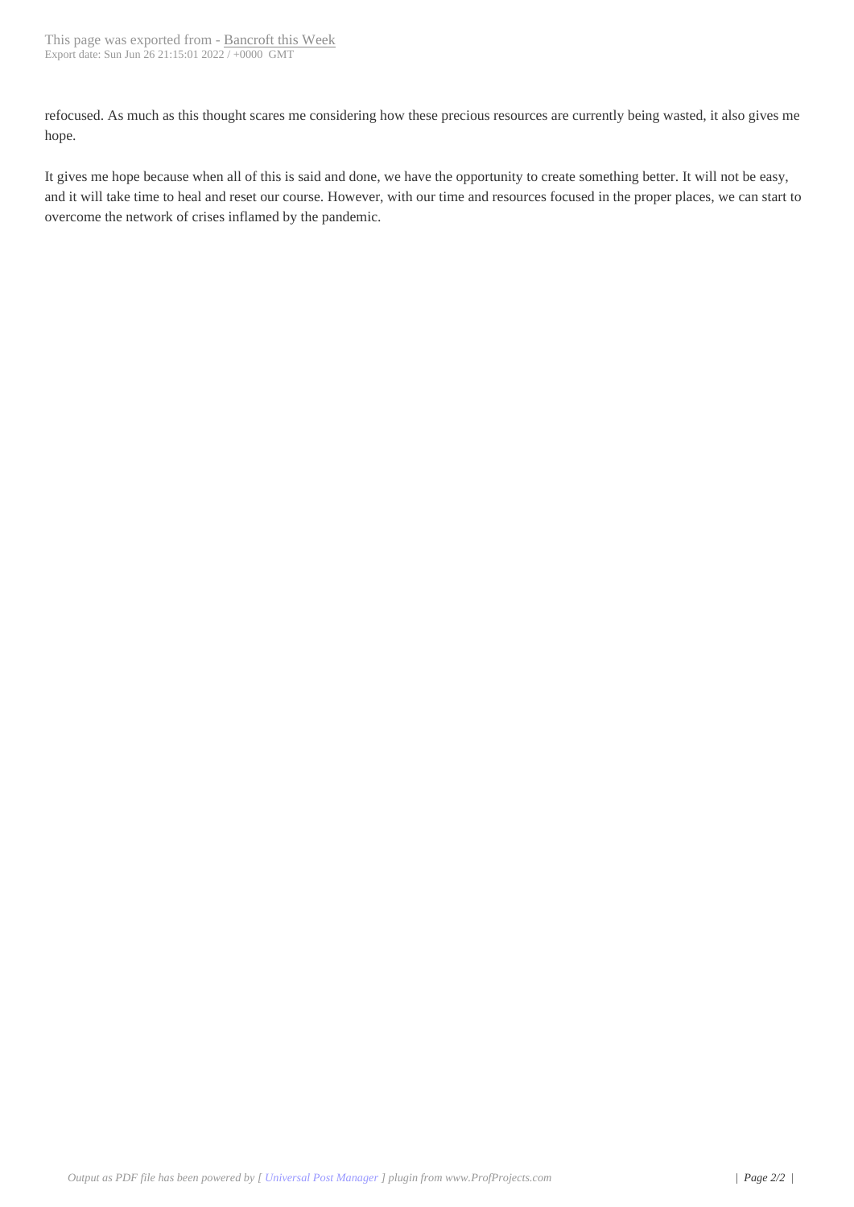refocused. As much as this thought scares me considering how these precious resources are currently being wasted, it also gives me hope.

It gives me hope because when all of this is said and done, we have the opportunity to create something better. It will not be easy, and it will take time to heal and reset our course. However, with our time and resources focused in the proper places, we can start to overcome the network of crises inflamed by the pandemic.